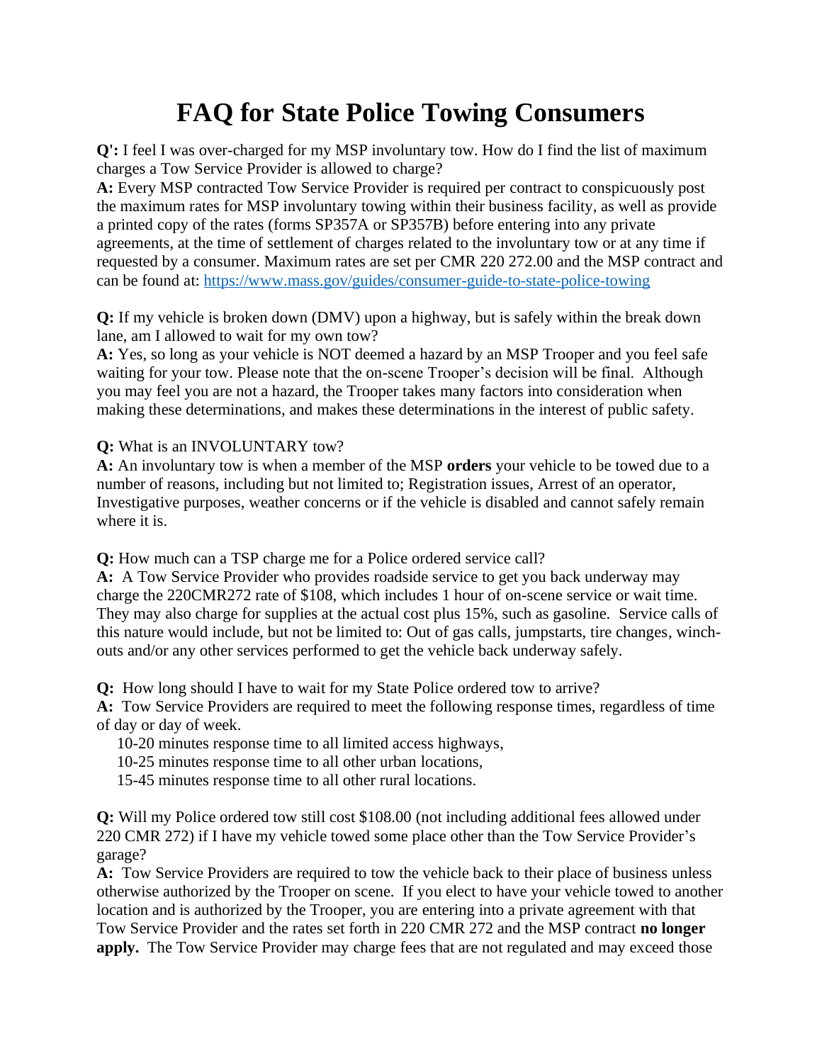# FAQ for State Police Towing Consumers

**Q':** I feel I was over-charged for my MSP involuntary tow. How do I find the list of maximum charges a Tow Service Provider is allowed to charge?

**A:** Every MSP contracted Tow Service Provider is required per contract to conspicuously post the maximum rates for MSP involuntary towing within their business facility, as well as provide a printed copy of the rates (forms SP357A or SP357B) before entering into any private agreements, at the time of settlement of charges related to the involuntary tow or at any time if requested by a consumer. Maximum rates are set per CMR 220 272.00 and the MSP contract and can be found at: https://www.mass.gov/guides/consumer-guide-to-state-police-towing

**Q:** If my vehicle is broken down (DMV) upon a highway, but is safely within the break down lane, am I allowed to wait for my own tow?

**A:** Yes, so long as your vehicle is NOT deemed a hazard by an MSP Trooper and you feel safe waiting for your tow. Please note that the on-scene Trooper's decision will be final. Although you may feel you are not a hazard, the Trooper takes many factors into consideration when making these determinations, and makes these determinations in the interest of public safety.

**Q:** What is an INVOLUNTARY tow?

**A:** An involuntary tow is when a member of the MSP **orders** your vehicle to be towed due to a number of reasons, including but not limited to; Registration issues, Arrest of an operator, Investigative purposes, weather concerns or if the vehicle is disabled and cannot safely remain where it is.

**Q:** How much can a TSP charge me for a Police ordered service call?

**A:** A Tow Service Provider who provides roadside service to get you back underway may charge the 220CMR272 rate of $108, which includes 1 hour of on-scene service or wait time. They may also charge for supplies at the actual cost plus 15%, such as gasoline. Service calls of this nature would include, but not be limited to: Out of gas calls, jumpstarts, tire changes, winch-outs and/or any other services performed to get the vehicle back underway safely.

**Q:** How long should I have to wait for my State Police ordered tow to arrive?

**A:** Tow Service Providers are required to meet the following response times, regardless of time of day or day of week.

- 10-20 minutes response time to all limited access highways,
- 10-25 minutes response time to all other urban locations,
- 15-45 minutes response time to all other rural locations.

**Q:** Will my Police ordered tow still cost $108.00 (not including additional fees allowed under 220 CMR 272) if I have my vehicle towed some place other than the Tow Service Provider's garage?

**A:** Tow Service Providers are required to tow the vehicle back to their place of business unless otherwise authorized by the Trooper on scene. If you elect to have your vehicle towed to another location and is authorized by the Trooper, you are entering into a private agreement with that Tow Service Provider and the rates set forth in 220 CMR 272 and the MSP contract **no longer apply.** The Tow Service Provider may charge fees that are not regulated and may exceed those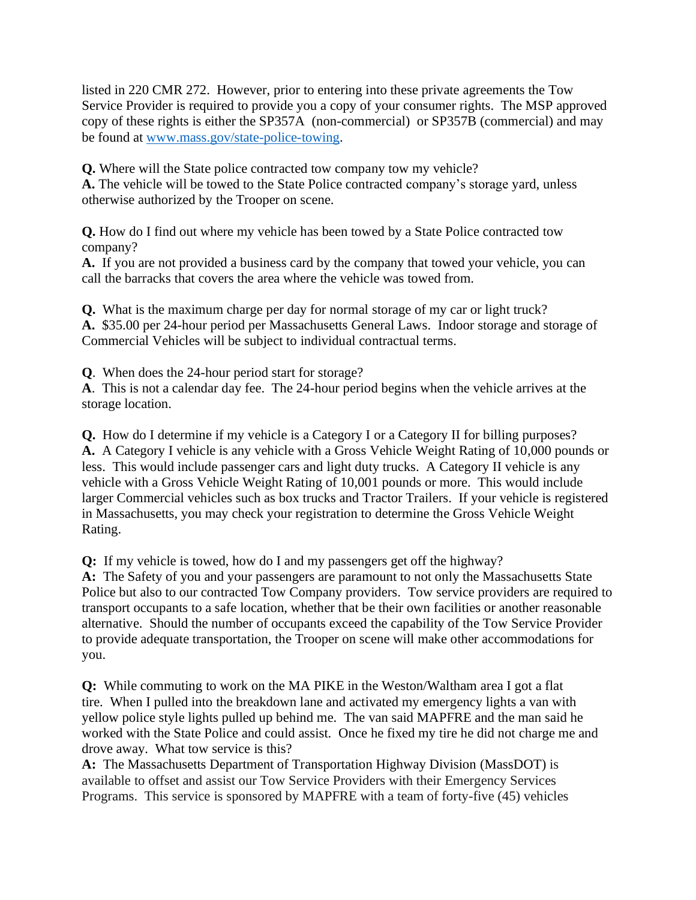listed in 220 CMR 272. However, prior to entering into these private agreements the Tow Service Provider is required to provide you a copy of your consumer rights. The MSP approved copy of these rights is either the SP357A (non-commercial) or SP357B (commercial) and may be found at [www.mass.gov/state-police-towing](www.mass.gov/state-police-towing).

**Q.** Where will the State police contracted tow company tow my vehicle?
**A.** The vehicle will be towed to the State Police contracted company's storage yard, unless otherwise authorized by the Trooper on scene.

**Q.** How do I find out where my vehicle has been towed by a State Police contracted tow company?
**A.** If you are not provided a business card by the company that towed your vehicle, you can call the barracks that covers the area where the vehicle was towed from.

**Q.** What is the maximum charge per day for normal storage of my car or light truck?
**A.** $35.00 per 24-hour period per Massachusetts General Laws. Indoor storage and storage of Commercial Vehicles will be subject to individual contractual terms.

**Q**. When does the 24-hour period start for storage?
**A**. This is not a calendar day fee. The 24-hour period begins when the vehicle arrives at the storage location.

**Q.** How do I determine if my vehicle is a Category I or a Category II for billing purposes?
**A.** A Category I vehicle is any vehicle with a Gross Vehicle Weight Rating of 10,000 pounds or less. This would include passenger cars and light duty trucks. A Category II vehicle is any vehicle with a Gross Vehicle Weight Rating of 10,001 pounds or more. This would include larger Commercial vehicles such as box trucks and Tractor Trailers. If your vehicle is registered in Massachusetts, you may check your registration to determine the Gross Vehicle Weight Rating.

**Q:** If my vehicle is towed, how do I and my passengers get off the highway?
**A:** The Safety of you and your passengers are paramount to not only the Massachusetts State Police but also to our contracted Tow Company providers. Tow service providers are required to transport occupants to a safe location, whether that be their own facilities or another reasonable alternative. Should the number of occupants exceed the capability of the Tow Service Provider to provide adequate transportation, the Trooper on scene will make other accommodations for you.

**Q:** While commuting to work on the MA PIKE in the Weston/Waltham area I got a flat tire. When I pulled into the breakdown lane and activated my emergency lights a van with yellow police style lights pulled up behind me. The van said MAPFRE and the man said he worked with the State Police and could assist. Once he fixed my tire he did not charge me and drove away. What tow service is this?
**A:** The Massachusetts Department of Transportation Highway Division (MassDOT) is available to offset and assist our Tow Service Providers with their Emergency Services Programs. This service is sponsored by MAPFRE with a team of forty-five (45) vehicles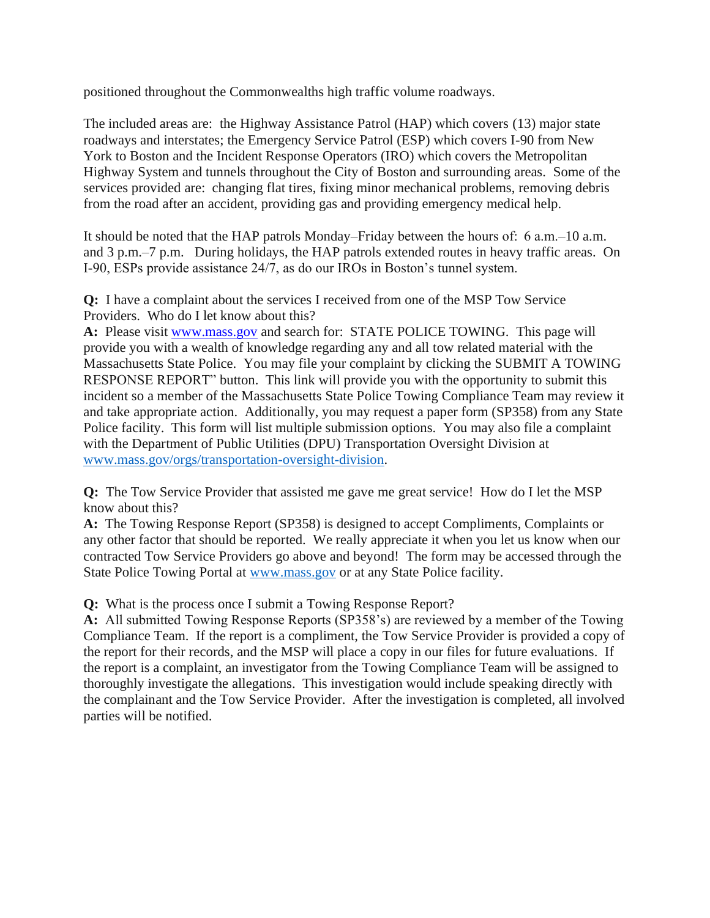positioned throughout the Commonwealths high traffic volume roadways.

The included areas are: the Highway Assistance Patrol (HAP) which covers (13) major state roadways and interstates; the Emergency Service Patrol (ESP) which covers I-90 from New York to Boston and the Incident Response Operators (IRO) which covers the Metropolitan Highway System and tunnels throughout the City of Boston and surrounding areas. Some of the services provided are: changing flat tires, fixing minor mechanical problems, removing debris from the road after an accident, providing gas and providing emergency medical help.

It should be noted that the HAP patrols Monday–Friday between the hours of: 6 a.m.–10 a.m. and 3 p.m.–7 p.m. During holidays, the HAP patrols extended routes in heavy traffic areas. On I-90, ESPs provide assistance 24/7, as do our IROs in Boston's tunnel system.

**Q:** I have a complaint about the services I received from one of the MSP Tow Service Providers. Who do I let know about this?
**A:** Please visit [www.mass.gov](http://www.mass.gov) and search for: STATE POLICE TOWING. This page will provide you with a wealth of knowledge regarding any and all tow related material with the Massachusetts State Police. You may file your complaint by clicking the SUBMIT A TOWING RESPONSE REPORT" button. This link will provide you with the opportunity to submit this incident so a member of the Massachusetts State Police Towing Compliance Team may review it and take appropriate action. Additionally, you may request a paper form (SP358) from any State Police facility. This form will list multiple submission options. You may also file a complaint with the Department of Public Utilities (DPU) Transportation Oversight Division at [www.mass.gov/orgs/transportation-oversight-division](http://www.mass.gov/orgs/transportation-oversight-division).

**Q:** The Tow Service Provider that assisted me gave me great service! How do I let the MSP know about this?
**A:** The Towing Response Report (SP358) is designed to accept Compliments, Complaints or any other factor that should be reported. We really appreciate it when you let us know when our contracted Tow Service Providers go above and beyond! The form may be accessed through the State Police Towing Portal at [www.mass.gov](http://www.mass.gov) or at any State Police facility.

**Q:** What is the process once I submit a Towing Response Report?
**A:** All submitted Towing Response Reports (SP358's) are reviewed by a member of the Towing Compliance Team. If the report is a compliment, the Tow Service Provider is provided a copy of the report for their records, and the MSP will place a copy in our files for future evaluations. If the report is a complaint, an investigator from the Towing Compliance Team will be assigned to thoroughly investigate the allegations. This investigation would include speaking directly with the complainant and the Tow Service Provider. After the investigation is completed, all involved parties will be notified.